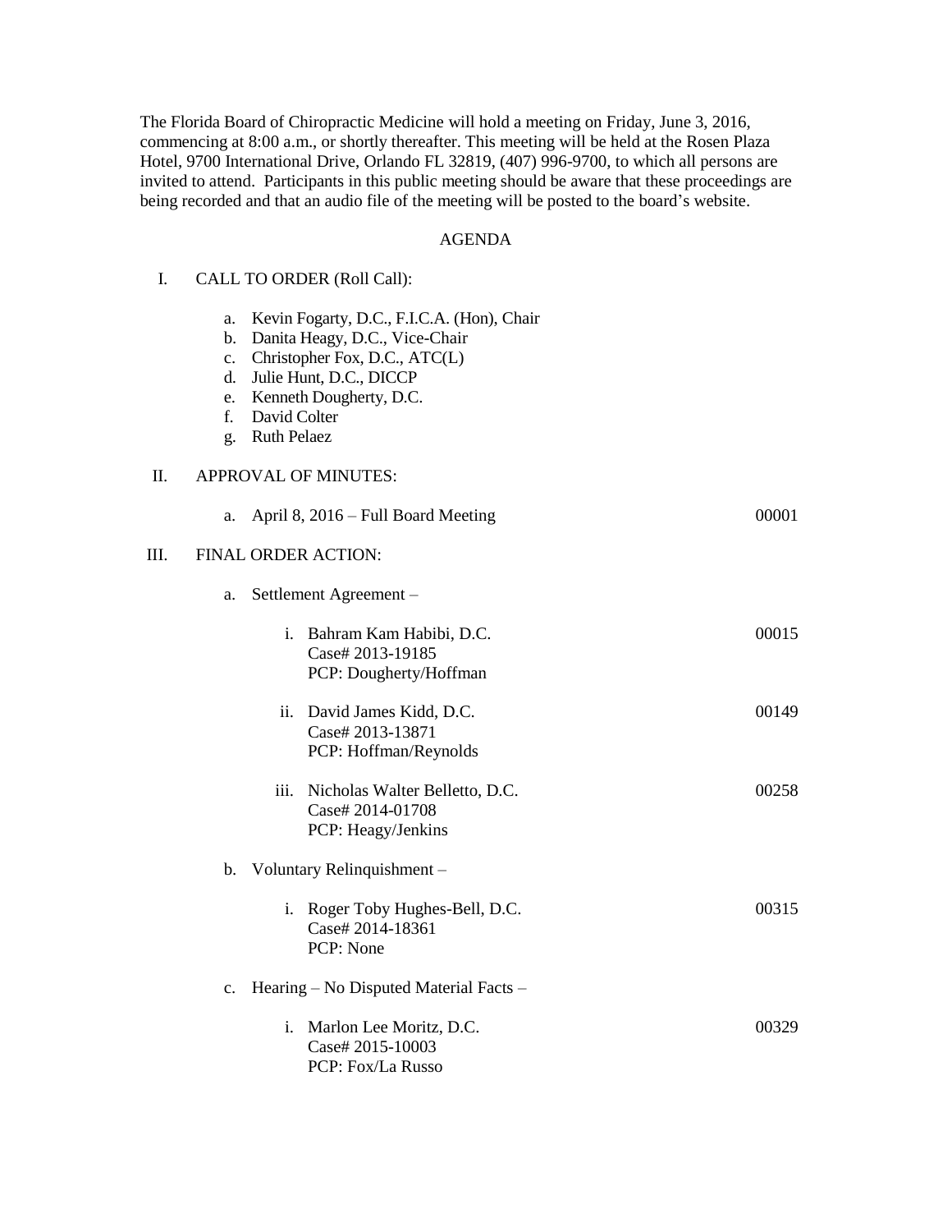The Florida Board of Chiropractic Medicine will hold a meeting on Friday, June 3, 2016, commencing at 8:00 a.m., or shortly thereafter. This meeting will be held at the Rosen Plaza Hotel, 9700 International Drive, Orlando FL 32819, (407) 996-9700, to which all persons are invited to attend. Participants in this public meeting should be aware that these proceedings are being recorded and that an audio file of the meeting will be posted to the board's website.

## AGENDA

I. CALL TO ORDER (Roll Call):

   a. Kevin Fogarty, D.C., F.I.C.A. (Hon), Chair
   b. Danita Heagy, D.C., Vice-Chair
   c. Christopher Fox, D.C., ATC(L)
   d. Julie Hunt, D.C., DICCP
   e. Kenneth Dougherty, D.C.
   f. David Colter
   g. Ruth Pelaez

II. APPROVAL OF MINUTES:

   a. April 8, 2016 – Full Board Meeting — 00001

III. FINAL ORDER ACTION:

   a. Settlement Agreement –

      i. Bahram Kam Habibi, D.C. — 00015
         Case# 2013-19185
         PCP: Dougherty/Hoffman

      ii. David James Kidd, D.C. — 00149
         Case# 2013-13871
         PCP: Hoffman/Reynolds

      iii. Nicholas Walter Belletto, D.C. — 00258
         Case# 2014-01708
         PCP: Heagy/Jenkins

   b. Voluntary Relinquishment –

      i. Roger Toby Hughes-Bell, D.C. — 00315
         Case# 2014-18361
         PCP: None

   c. Hearing – No Disputed Material Facts –

      i. Marlon Lee Moritz, D.C. — 00329
         Case# 2015-10003
         PCP: Fox/La Russo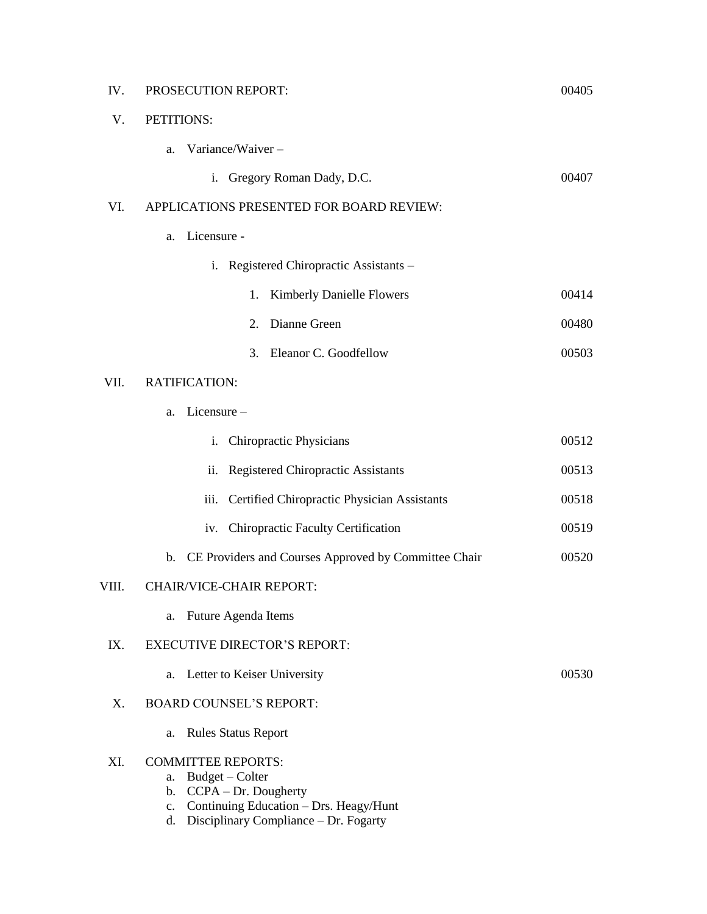IV. PROSECUTION REPORT: 00405

V. PETITIONS:

   a. Variance/Waiver –

      i. Gregory Roman Dady, D.C. 00407

VI. APPLICATIONS PRESENTED FOR BOARD REVIEW:

   a. Licensure -

      i. Registered Chiropractic Assistants –

         1. Kimberly Danielle Flowers 00414

         2. Dianne Green 00480

         3. Eleanor C. Goodfellow 00503

VII. RATIFICATION:

   a. Licensure –

      i. Chiropractic Physicians 00512

      ii. Registered Chiropractic Assistants 00513

      iii. Certified Chiropractic Physician Assistants 00518

      iv. Chiropractic Faculty Certification 00519

   b. CE Providers and Courses Approved by Committee Chair 00520

VIII. CHAIR/VICE-CHAIR REPORT:

   a. Future Agenda Items

IX. EXECUTIVE DIRECTOR'S REPORT:

   a. Letter to Keiser University 00530

X. BOARD COUNSEL'S REPORT:

   a. Rules Status Report

XI. COMMITTEE REPORTS:

   a. Budget – Colter
   b. CCPA – Dr. Dougherty
   c. Continuing Education – Drs. Heagy/Hunt
   d. Disciplinary Compliance – Dr. Fogarty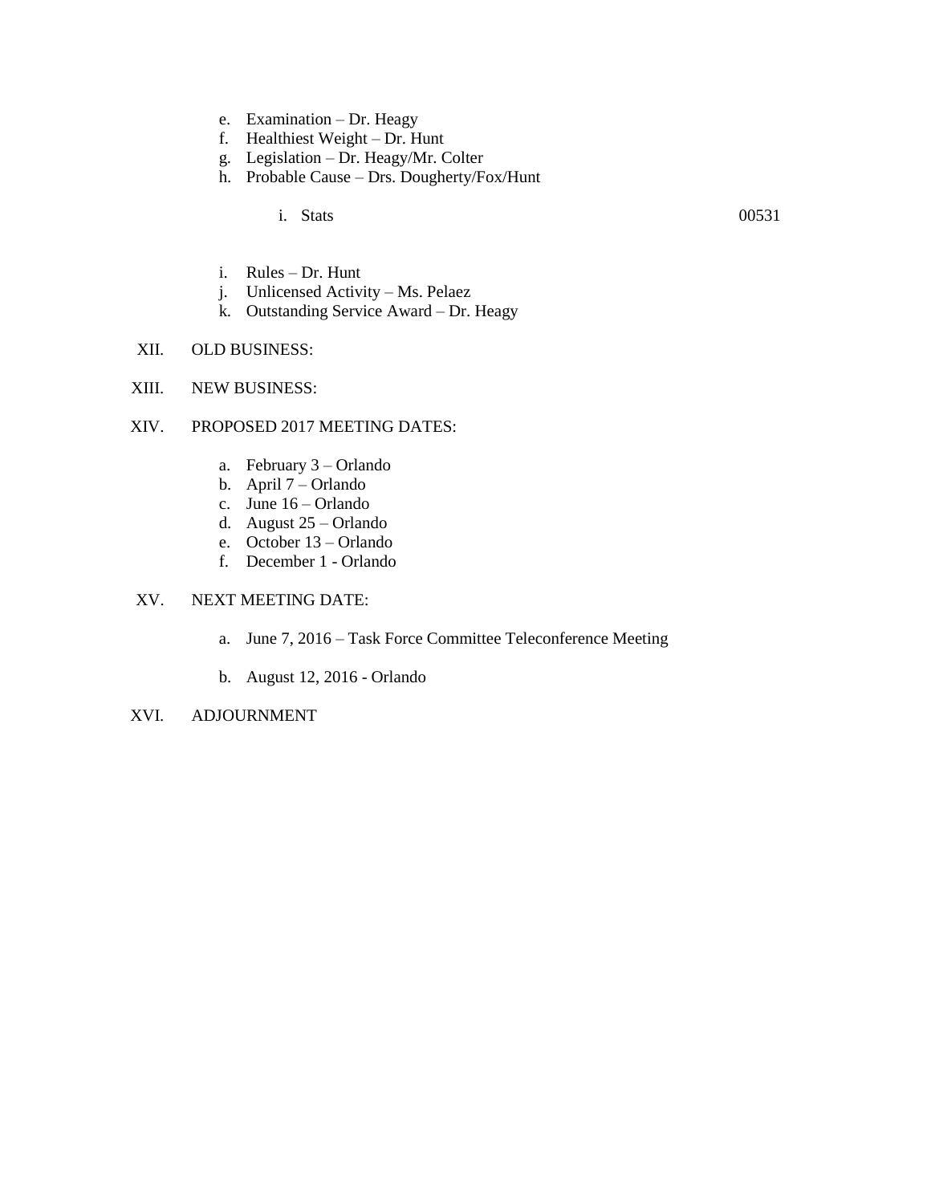e. Examination – Dr. Heagy
f. Healthiest Weight – Dr. Hunt
g. Legislation – Dr. Heagy/Mr. Colter
h. Probable Cause – Drs. Dougherty/Fox/Hunt

    i. Stats 00531

i. Rules – Dr. Hunt
j. Unlicensed Activity – Ms. Pelaez
k. Outstanding Service Award – Dr. Heagy

XII. OLD BUSINESS:

XIII. NEW BUSINESS:

XIV. PROPOSED 2017 MEETING DATES:

a. February 3 – Orlando
b. April 7 – Orlando
c. June 16 – Orlando
d. August 25 – Orlando
e. October 13 – Orlando
f. December 1 - Orlando

XV. NEXT MEETING DATE:

a. June 7, 2016 – Task Force Committee Teleconference Meeting

b. August 12, 2016 - Orlando

XVI. ADJOURNMENT